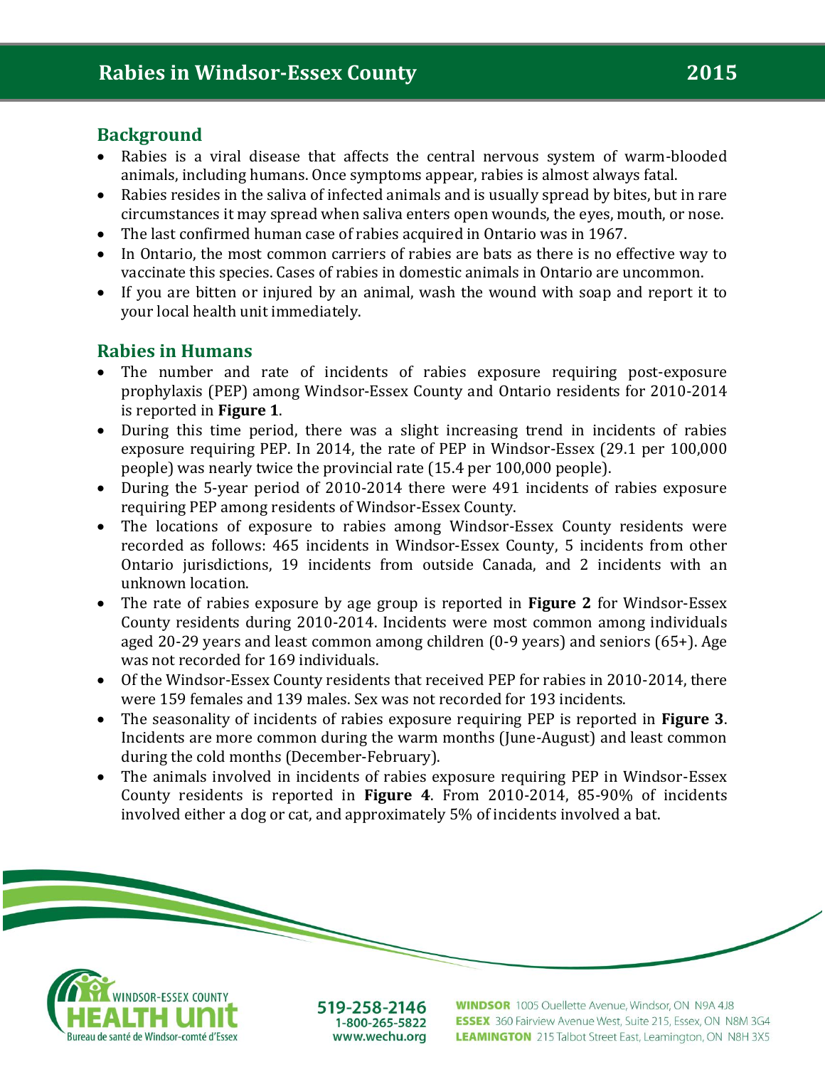# Rabies in Windsor-Essex County 2015

## Background

- Rabies is a viral disease that affects the central nervous system of warm-blooded animals, including humans. Once symptoms appear, rabies is almost always fatal.
- Rabies resides in the saliva of infected animals and is usually spread by bites, but in rare circumstances it may spread when saliva enters open wounds, the eyes, mouth, or nose.
- The last confirmed human case of rabies acquired in Ontario was in 1967.
- In Ontario, the most common carriers of rabies are bats as there is no effective way to vaccinate this species. Cases of rabies in domestic animals in Ontario are uncommon.
- If you are bitten or injured by an animal, wash the wound with soap and report it to your local health unit immediately.

## Rabies in Humans

- The number and rate of incidents of rabies exposure requiring post-exposure prophylaxis (PEP) among Windsor-Essex County and Ontario residents for 2010-2014 is reported in **Figure 1**.
- During this time period, there was a slight increasing trend in incidents of rabies exposure requiring PEP. In 2014, the rate of PEP in Windsor-Essex (29.1 per 100,000 people) was nearly twice the provincial rate (15.4 per 100,000 people).
- During the 5-year period of 2010-2014 there were 491 incidents of rabies exposure requiring PEP among residents of Windsor-Essex County.
- The locations of exposure to rabies among Windsor-Essex County residents were recorded as follows: 465 incidents in Windsor-Essex County, 5 incidents from other Ontario jurisdictions, 19 incidents from outside Canada, and 2 incidents with an unknown location.
- The rate of rabies exposure by age group is reported in **Figure 2** for Windsor-Essex County residents during 2010-2014. Incidents were most common among individuals aged 20-29 years and least common among children (0-9 years) and seniors (65+). Age was not recorded for 169 individuals.
- Of the Windsor-Essex County residents that received PEP for rabies in 2010-2014, there were 159 females and 139 males. Sex was not recorded for 193 incidents.
- The seasonality of incidents of rabies exposure requiring PEP is reported in **Figure 3**. Incidents are more common during the warm months (June-August) and least common during the cold months (December-February).
- The animals involved in incidents of rabies exposure requiring PEP in Windsor-Essex County residents is reported in **Figure 4**. From 2010-2014, 85-90% of incidents involved either a dog or cat, and approximately 5% of incidents involved a bat.

WINDSOR-ESSEX COUNTY HEALTH UNIT
Bureau de santé de Windsor-comté d'Essex

519-258-2146
1-800-265-5822
www.wechu.org

**WINDSOR** 1005 Ouellette Avenue, Windsor, ON N9A 4J8
**ESSEX** 360 Fairview Avenue West, Suite 215, Essex, ON N8M 3G4
**LEAMINGTON** 215 Talbot Street East, Leamington, ON N8H 3X5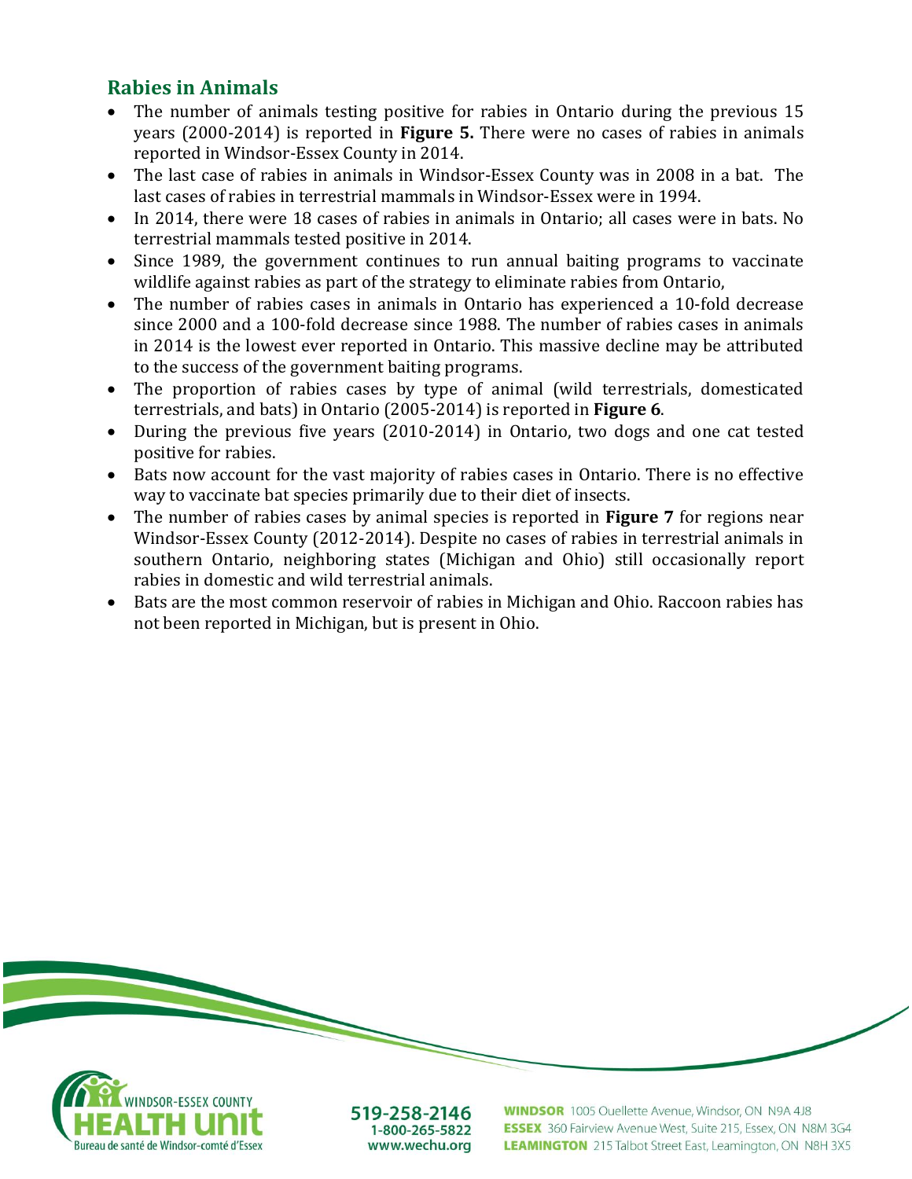## Rabies in Animals

- The number of animals testing positive for rabies in Ontario during the previous 15 years (2000-2014) is reported in **Figure 5.** There were no cases of rabies in animals reported in Windsor-Essex County in 2014.
- The last case of rabies in animals in Windsor-Essex County was in 2008 in a bat. The last cases of rabies in terrestrial mammals in Windsor-Essex were in 1994.
- In 2014, there were 18 cases of rabies in animals in Ontario; all cases were in bats. No terrestrial mammals tested positive in 2014.
- Since 1989, the government continues to run annual baiting programs to vaccinate wildlife against rabies as part of the strategy to eliminate rabies from Ontario,
- The number of rabies cases in animals in Ontario has experienced a 10-fold decrease since 2000 and a 100-fold decrease since 1988. The number of rabies cases in animals in 2014 is the lowest ever reported in Ontario. This massive decline may be attributed to the success of the government baiting programs.
- The proportion of rabies cases by type of animal (wild terrestrials, domesticated terrestrials, and bats) in Ontario (2005-2014) is reported in **Figure 6**.
- During the previous five years (2010-2014) in Ontario, two dogs and one cat tested positive for rabies.
- Bats now account for the vast majority of rabies cases in Ontario. There is no effective way to vaccinate bat species primarily due to their diet of insects.
- The number of rabies cases by animal species is reported in **Figure 7** for regions near Windsor-Essex County (2012-2014). Despite no cases of rabies in terrestrial animals in southern Ontario, neighboring states (Michigan and Ohio) still occasionally report rabies in domestic and wild terrestrial animals.
- Bats are the most common reservoir of rabies in Michigan and Ohio. Raccoon rabies has not been reported in Michigan, but is present in Ohio.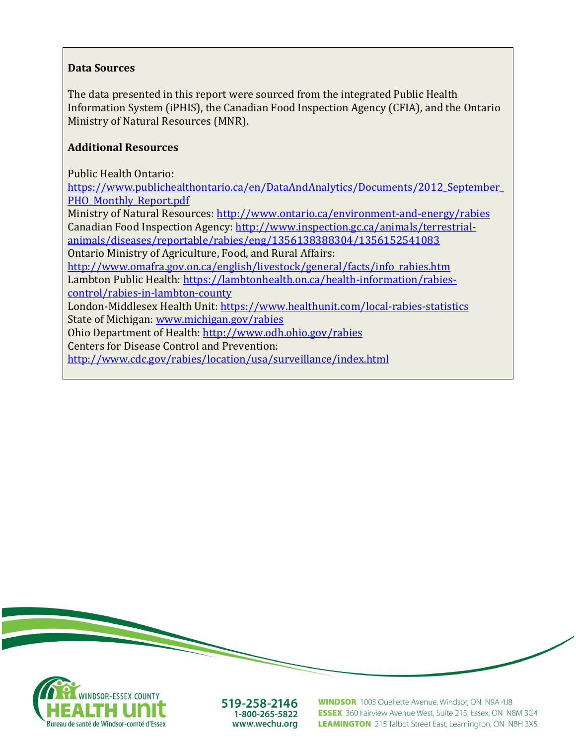### Data Sources

The data presented in this report were sourced from the integrated Public Health Information System (iPHIS), the Canadian Food Inspection Agency (CFIA), and the Ontario Ministry of Natural Resources (MNR).

### Additional Resources

Public Health Ontario:
https://www.publichealthontario.ca/en/DataAndAnalytics/Documents/2012_September_PHO_Monthly_Report.pdf
Ministry of Natural Resources: http://www.ontario.ca/environment-and-energy/rabies
Canadian Food Inspection Agency: http://www.inspection.gc.ca/animals/terrestrial-animals/diseases/reportable/rabies/eng/1356138388304/1356152541083
Ontario Ministry of Agriculture, Food, and Rural Affairs:
http://www.omafra.gov.on.ca/english/livestock/general/facts/info_rabies.htm
Lambton Public Health: https://lambtonhealth.on.ca/health-information/rabies-control/rabies-in-lambton-county
London-Middlesex Health Unit: https://www.healthunit.com/local-rabies-statistics
State of Michigan: www.michigan.gov/rabies
Ohio Department of Health: http://www.odh.ohio.gov/rabies
Centers for Disease Control and Prevention:
http://www.cdc.gov/rabies/location/usa/surveillance/index.html

WINDSOR-ESSEX COUNTY HEALTH UNIT
Bureau de santé de Windsor-comté d'Essex

519-258-2146
1-800-265-5822
www.wechu.org

**WINDSOR** 1005 Ouellette Avenue, Windsor, ON N9A 4J8
**ESSEX** 360 Fairview Avenue West, Suite 215, Essex, ON N8M 3G4
**LEAMINGTON** 215 Talbot Street East, Leamington, ON N8H 3X5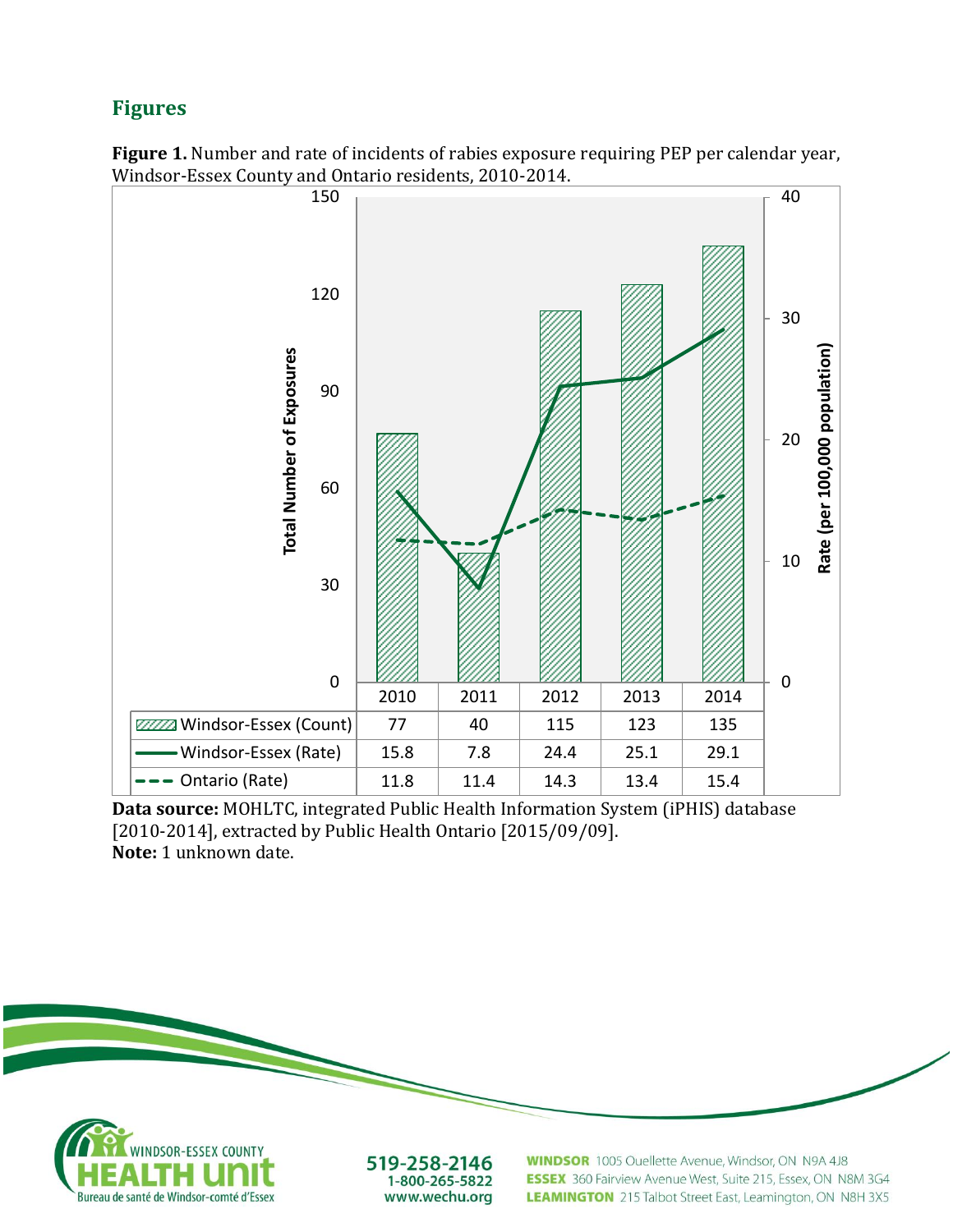## Figures

**Figure 1.** Number and rate of incidents of rabies exposure requiring PEP per calendar year, Windsor-Essex County and Ontario residents, 2010-2014.

| | 2010 | 2011 | 2012 | 2013 | 2014 |
|---|---|---|---|---|---|
| Windsor-Essex (Count) | 77 | 40 | 115 | 123 | 135 |
| Windsor-Essex (Rate) | 15.8 | 7.8 | 24.4 | 25.1 | 29.1 |
| Ontario (Rate) | 11.8 | 11.4 | 14.3 | 13.4 | 15.4 |

**Data source:** MOHLTC, integrated Public Health Information System (iPHIS) database [2010-2014], extracted by Public Health Ontario [2015/09/09].
**Note:** 1 unknown date.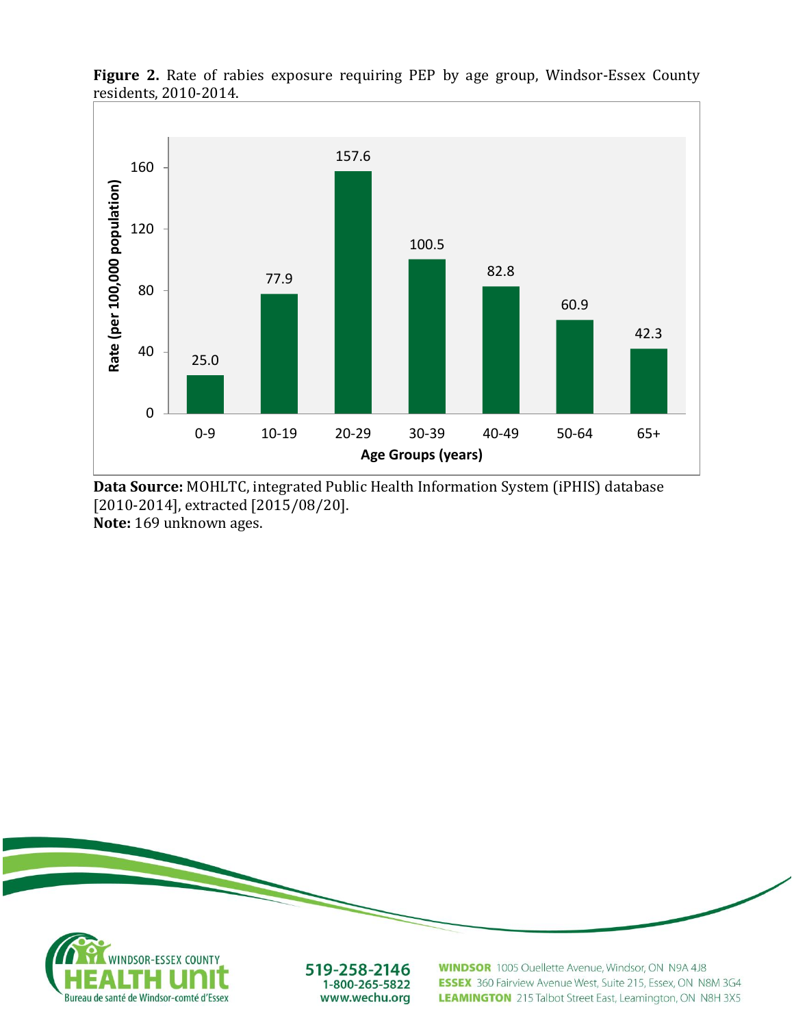**Figure 2.** Rate of rabies exposure requiring PEP by age group, Windsor-Essex County residents, 2010-2014.

| Age Groups (years) | Rate (per 100,000 population) |
|---|---|
| 0-9 | 25.0 |
| 10-19 | 77.9 |
| 20-29 | 157.6 |
| 30-39 | 100.5 |
| 40-49 | 82.8 |
| 50-64 | 60.9 |
| 65+ | 42.3 |

**Data Source:** MOHLTC, integrated Public Health Information System (iPHIS) database [2010-2014], extracted [2015/08/20].
**Note:** 169 unknown ages.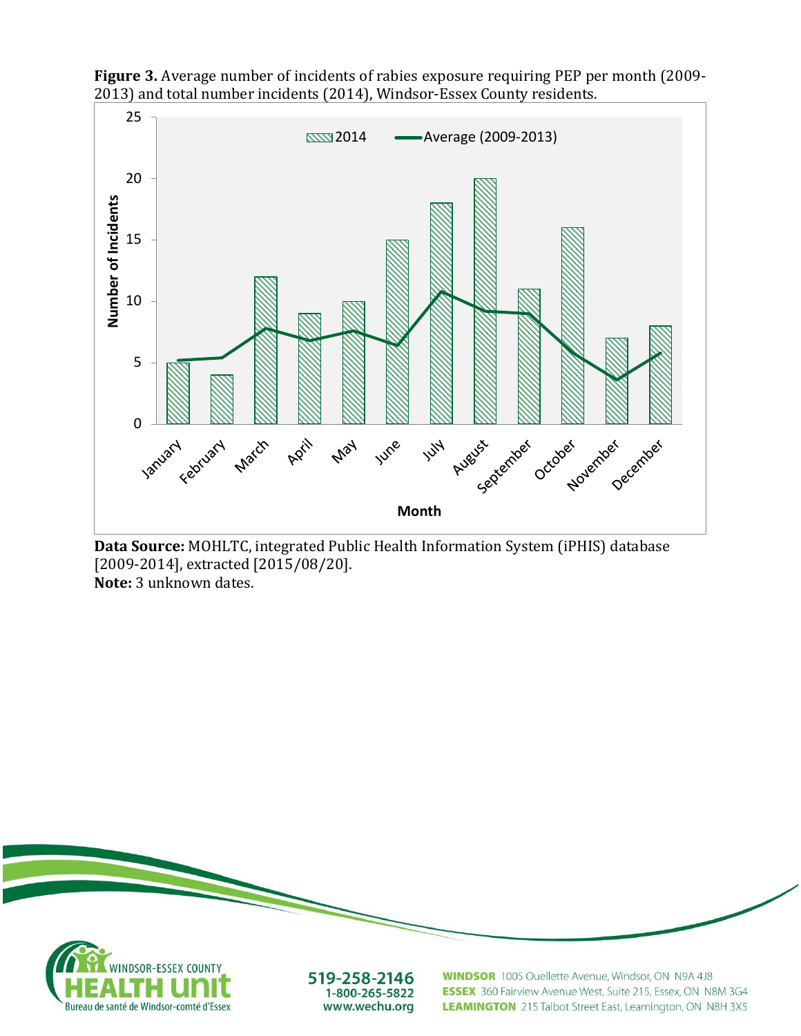**Figure 3.** Average number of incidents of rabies exposure requiring PEP per month (2009-2013) and total number incidents (2014), Windsor-Essex County residents.

**Data Source:** MOHLTC, integrated Public Health Information System (iPHIS) database [2009-2014], extracted [2015/08/20].
**Note:** 3 unknown dates.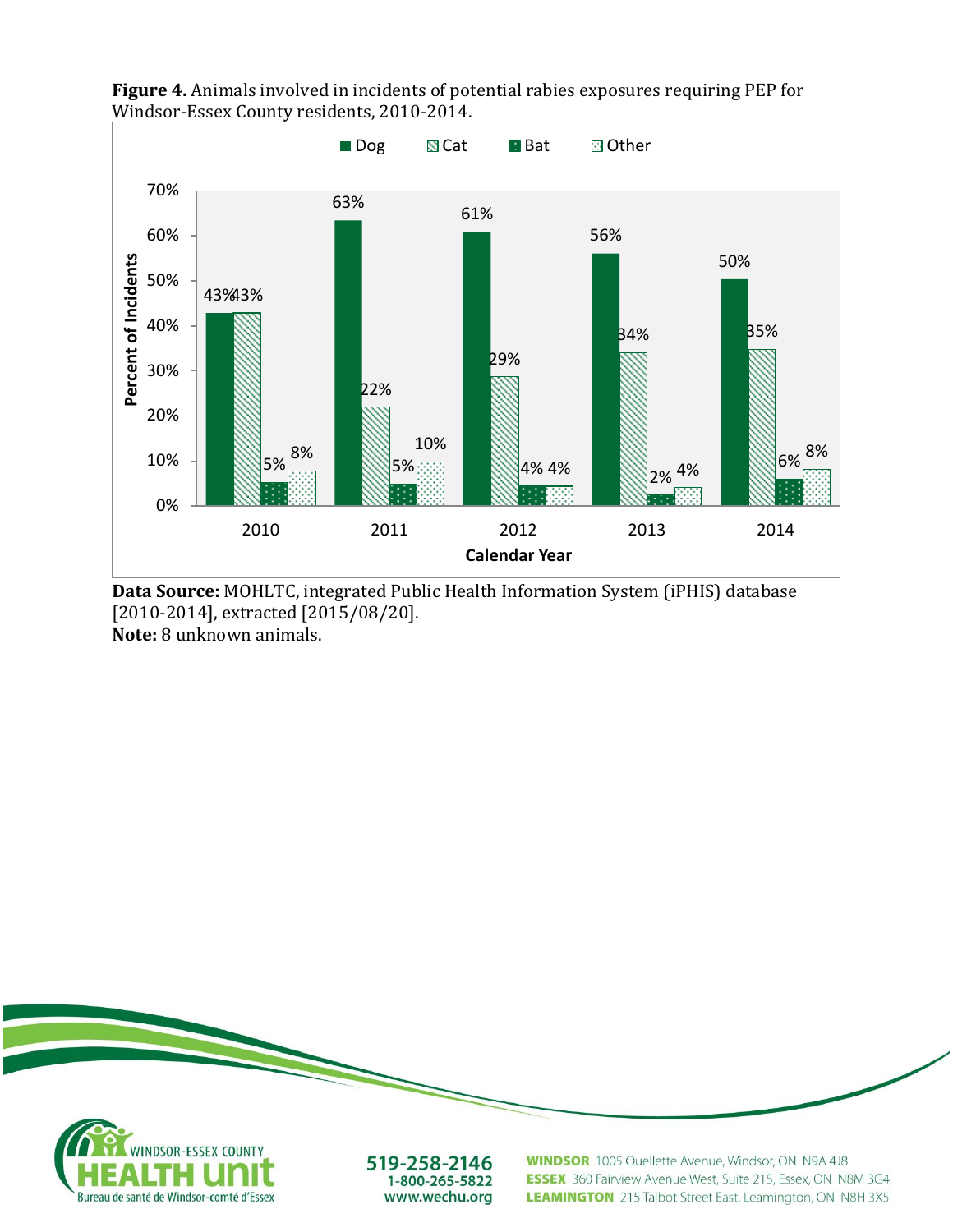**Figure 4.** Animals involved in incidents of potential rabies exposures requiring PEP for Windsor-Essex County residents, 2010-2014.

| Calendar Year | Dog | Cat | Bat | Other |
|---|---|---|---|---|
| 2010 | 43% | 43% | 5% | 8% |
| 2011 | 63% | 22% | 5% | 10% |
| 2012 | 61% | 29% | 4% | 4% |
| 2013 | 56% | 34% | 2% | 4% |
| 2014 | 50% | 35% | 6% | 8% |

**Data Source:** MOHLTC, integrated Public Health Information System (iPHIS) database [2010-2014], extracted [2015/08/20].
**Note:** 8 unknown animals.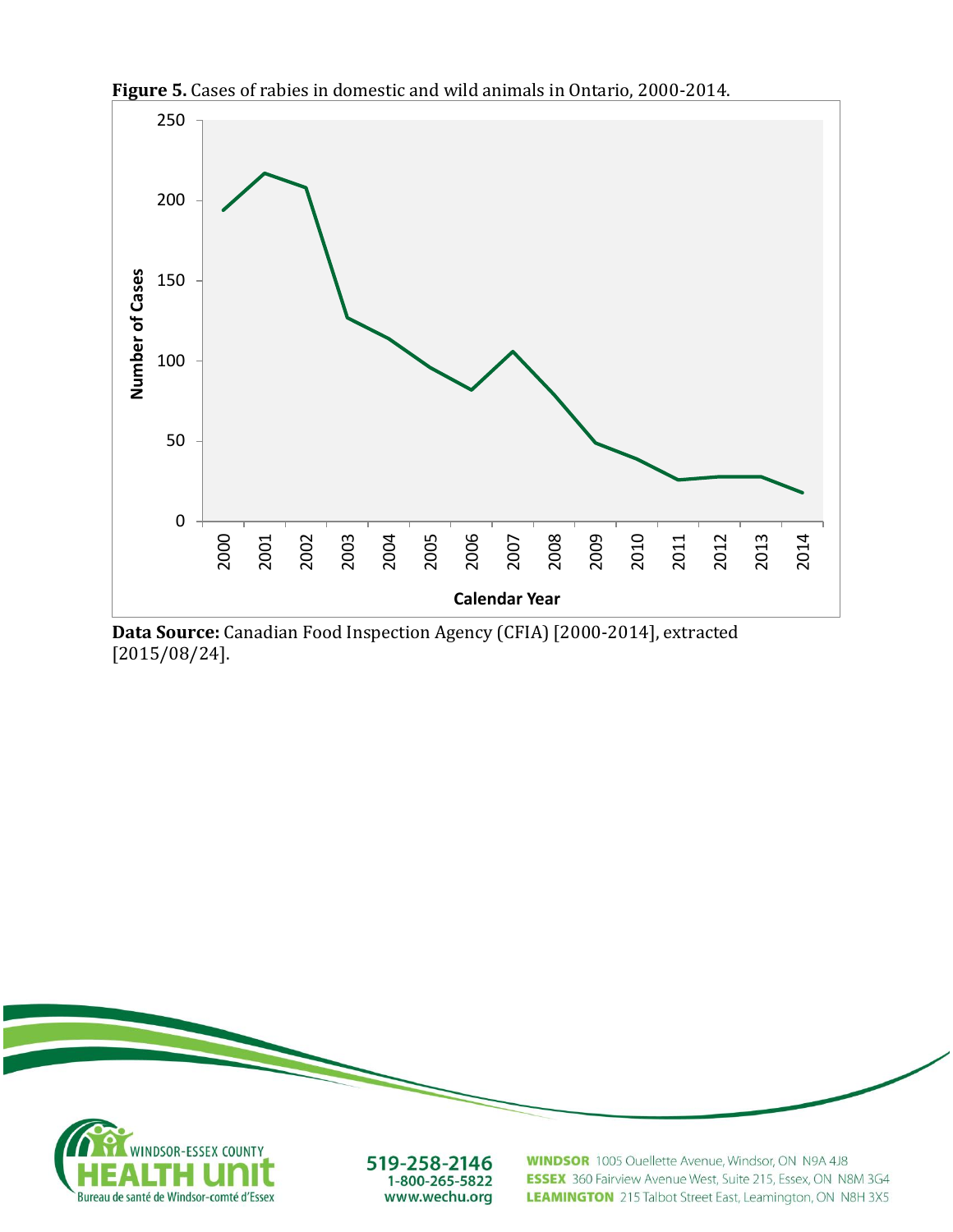**Figure 5.** Cases of rabies in domestic and wild animals in Ontario, 2000-2014.

**Data Source:** Canadian Food Inspection Agency (CFIA) [2000-2014], extracted [2015/08/24].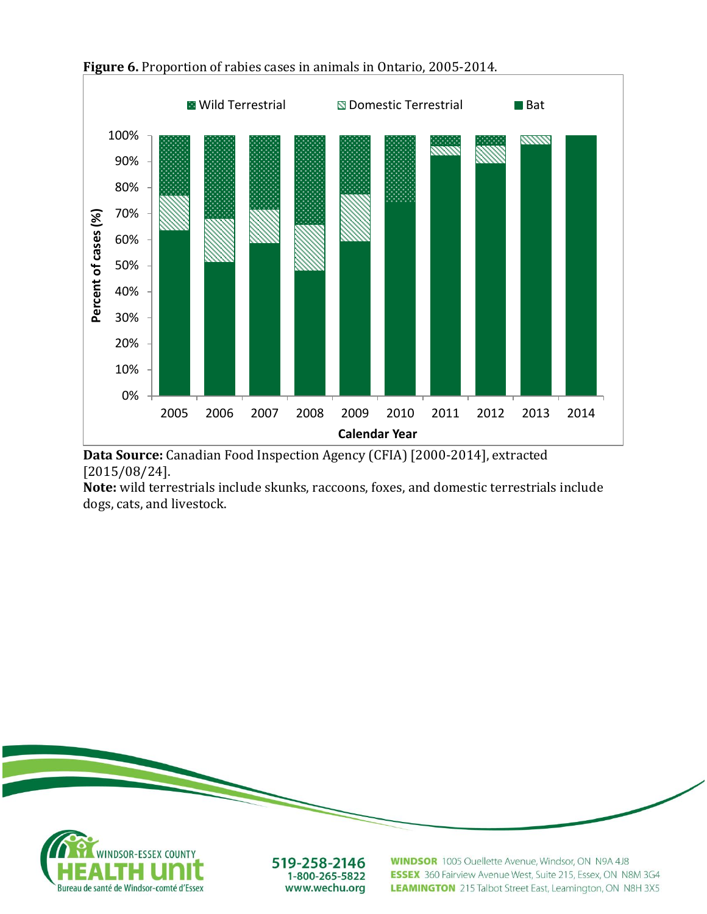**Figure 6.** Proportion of rabies cases in animals in Ontario, 2005-2014.

**Data Source:** Canadian Food Inspection Agency (CFIA) [2000-2014], extracted [2015/08/24].

**Note:** wild terrestrials include skunks, raccoons, foxes, and domestic terrestrials include dogs, cats, and livestock.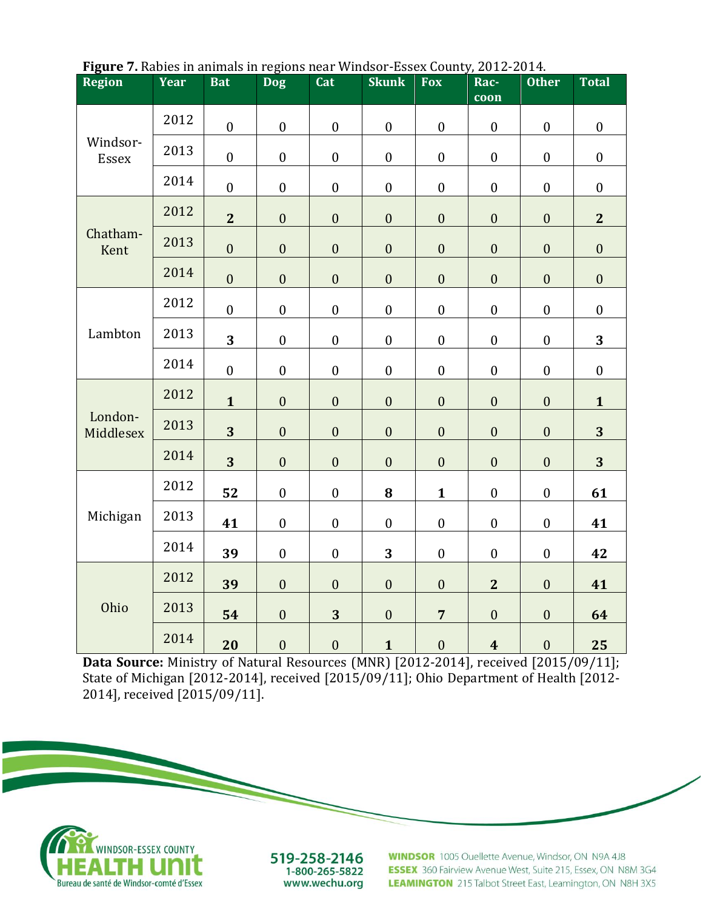**Figure 7.** Rabies in animals in regions near Windsor-Essex County, 2012-2014.

| Region | Year | Bat | Dog | Cat | Skunk | Fox | Rac-coon | Other | Total |
|---|---|---|---|---|---|---|---|---|---|
| Windsor-Essex | 2012 | 0 | 0 | 0 | 0 | 0 | 0 | 0 | 0 |
| | 2013 | 0 | 0 | 0 | 0 | 0 | 0 | 0 | 0 |
| | 2014 | 0 | 0 | 0 | 0 | 0 | 0 | 0 | 0 |
| Chatham-Kent | 2012 | **2** | 0 | 0 | 0 | 0 | 0 | 0 | **2** |
| | 2013 | 0 | 0 | 0 | 0 | 0 | 0 | 0 | 0 |
| | 2014 | 0 | 0 | 0 | 0 | 0 | 0 | 0 | 0 |
| Lambton | 2012 | 0 | 0 | 0 | 0 | 0 | 0 | 0 | 0 |
| | 2013 | **3** | 0 | 0 | 0 | 0 | 0 | 0 | **3** |
| | 2014 | 0 | 0 | 0 | 0 | 0 | 0 | 0 | 0 |
| London-Middlesex | 2012 | **1** | 0 | 0 | 0 | 0 | 0 | 0 | **1** |
| | 2013 | **3** | 0 | 0 | 0 | 0 | 0 | 0 | **3** |
| | 2014 | **3** | 0 | 0 | 0 | 0 | 0 | 0 | **3** |
| Michigan | 2012 | **52** | 0 | 0 | **8** | **1** | 0 | 0 | **61** |
| | 2013 | **41** | 0 | 0 | 0 | 0 | 0 | 0 | **41** |
| | 2014 | **39** | 0 | 0 | **3** | 0 | 0 | 0 | **42** |
| Ohio | 2012 | **39** | 0 | 0 | 0 | 0 | **2** | 0 | **41** |
| | 2013 | **54** | 0 | **3** | 0 | **7** | 0 | 0 | **64** |
| | 2014 | **20** | 0 | 0 | **1** | 0 | **4** | 0 | **25** |

**Data Source:** Ministry of Natural Resources (MNR) [2012-2014], received [2015/09/11]; State of Michigan [2012-2014], received [2015/09/11]; Ohio Department of Health [2012-2014], received [2015/09/11].